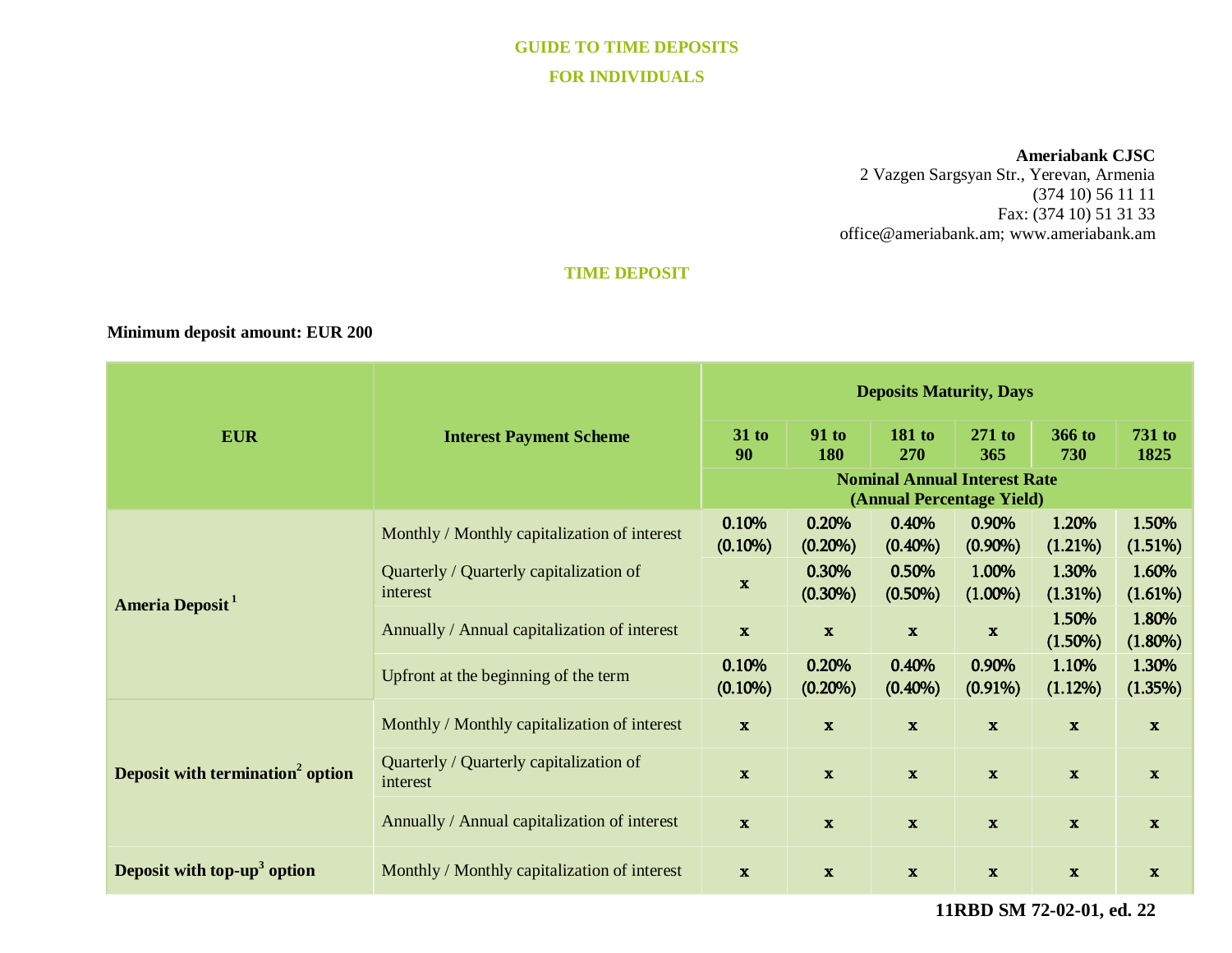# GUIDE TO TIME DEPOSITS

# FOR INDIVIDUALS

**Ameriabank CJSC**
2 Vazgen Sargsyan Str., Yerevan, Armenia
(374 10) 56 11 11
Fax: (374 10) 51 31 33
office@ameriabank.am; www.ameriabank.am

## TIME DEPOSIT

**Minimum deposit amount: EUR 200**

| EUR | Interest Payment Scheme | Deposits Maturity, Days | | | | | |
|---|---|---|---|---|---|---|---|
| | | 31 to 90 | 91 to 180 | 181 to 270 | 271 to 365 | 366 to 730 | 731 to 1825 |
| | | Nominal Annual Interest Rate (Annual Percentage Yield) | | | | | |
| Ameria Deposit[1] | Monthly / Monthly capitalization of interest | 0.10% (0.10%) | 0.20% (0.20%) | 0.40% (0.40%) | 0.90% (0.90%) | 1.20% (1.21%) | 1.50% (1.51%) |
| | Quarterly / Quarterly capitalization of interest | x | 0.30% (0.30%) | 0.50% (0.50%) | 1.00% (1.00%) | 1.30% (1.31%) | 1.60% (1.61%) |
| | Annually / Annual capitalization of interest | x | x | x | x | 1.50% (1.50%) | 1.80% (1.80%) |
| | Upfront at the beginning of the term | 0.10% (0.10%) | 0.20% (0.20%) | 0.40% (0.40%) | 0.90% (0.91%) | 1.10% (1.12%) | 1.30% (1.35%) |
| Deposit with termination[2] option | Monthly / Monthly capitalization of interest | x | x | x | x | x | x |
| | Quarterly / Quarterly capitalization of interest | x | x | x | x | x | x |
| | Annually / Annual capitalization of interest | x | x | x | x | x | x |
| Deposit with top-up[3] option | Monthly / Monthly capitalization of interest | x | x | x | x | x | x |

**11RBD SM 72-02-01, ed. 22**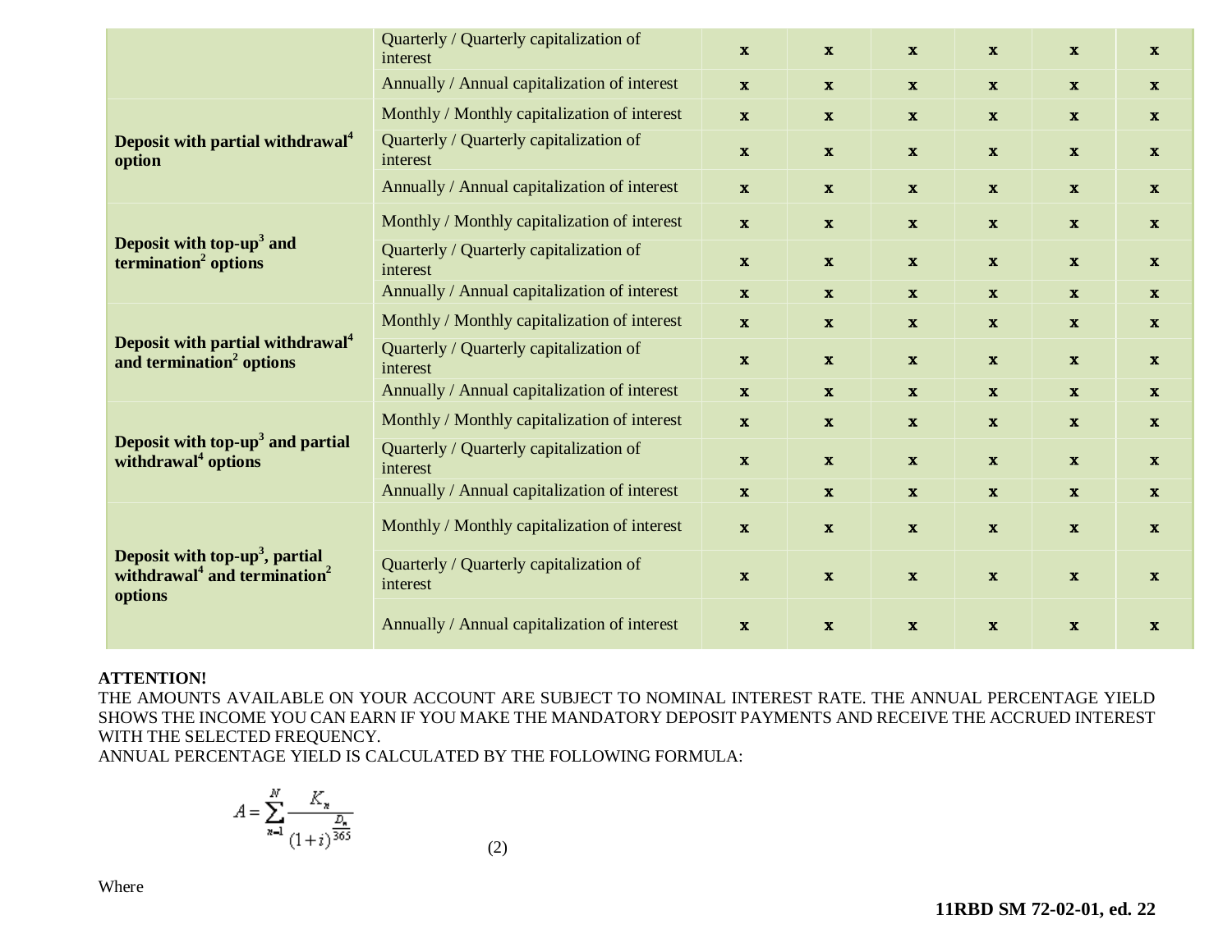| | | | | | | | |
|---|---|---|---|---|---|---|---|
| | Quarterly / Quarterly capitalization of interest | x | x | x | x | x | x |
| | Annually / Annual capitalization of interest | x | x | x | x | x | x |
| **Deposit with partial withdrawal[4] option** | Monthly / Monthly capitalization of interest | x | x | x | x | x | x |
| | Quarterly / Quarterly capitalization of interest | x | x | x | x | x | x |
| | Annually / Annual capitalization of interest | x | x | x | x | x | x |
| **Deposit with top-up[3] and termination[2] options** | Monthly / Monthly capitalization of interest | x | x | x | x | x | x |
| | Quarterly / Quarterly capitalization of interest | x | x | x | x | x | x |
| | Annually / Annual capitalization of interest | x | x | x | x | x | x |
| **Deposit with partial withdrawal[4] and termination[2] options** | Monthly / Monthly capitalization of interest | x | x | x | x | x | x |
| | Quarterly / Quarterly capitalization of interest | x | x | x | x | x | x |
| | Annually / Annual capitalization of interest | x | x | x | x | x | x |
| **Deposit with top-up[3] and partial withdrawal[4] options** | Monthly / Monthly capitalization of interest | x | x | x | x | x | x |
| | Quarterly / Quarterly capitalization of interest | x | x | x | x | x | x |
| | Annually / Annual capitalization of interest | x | x | x | x | x | x |
| **Deposit with top-up[3], partial withdrawal[4] and termination[2] options** | Monthly / Monthly capitalization of interest | x | x | x | x | x | x |
| | Quarterly / Quarterly capitalization of interest | x | x | x | x | x | x |
| | Annually / Annual capitalization of interest | x | x | x | x | x | x |

**ATTENTION!**

THE AMOUNTS AVAILABLE ON YOUR ACCOUNT ARE SUBJECT TO NOMINAL INTEREST RATE. THE ANNUAL PERCENTAGE YIELD SHOWS THE INCOME YOU CAN EARN IF YOU MAKE THE MANDATORY DEPOSIT PAYMENTS AND RECEIVE THE ACCRUED INTEREST WITH THE SELECTED FREQUENCY.

ANNUAL PERCENTAGE YIELD IS CALCULATED BY THE FOLLOWING FORMULA:

$$A = \sum_{n=1}^{N} \frac{K_n}{(1+i)^{\frac{D_n}{365}}} \qquad (2)$$

Where

**11RBD SM 72-02-01, ed. 22**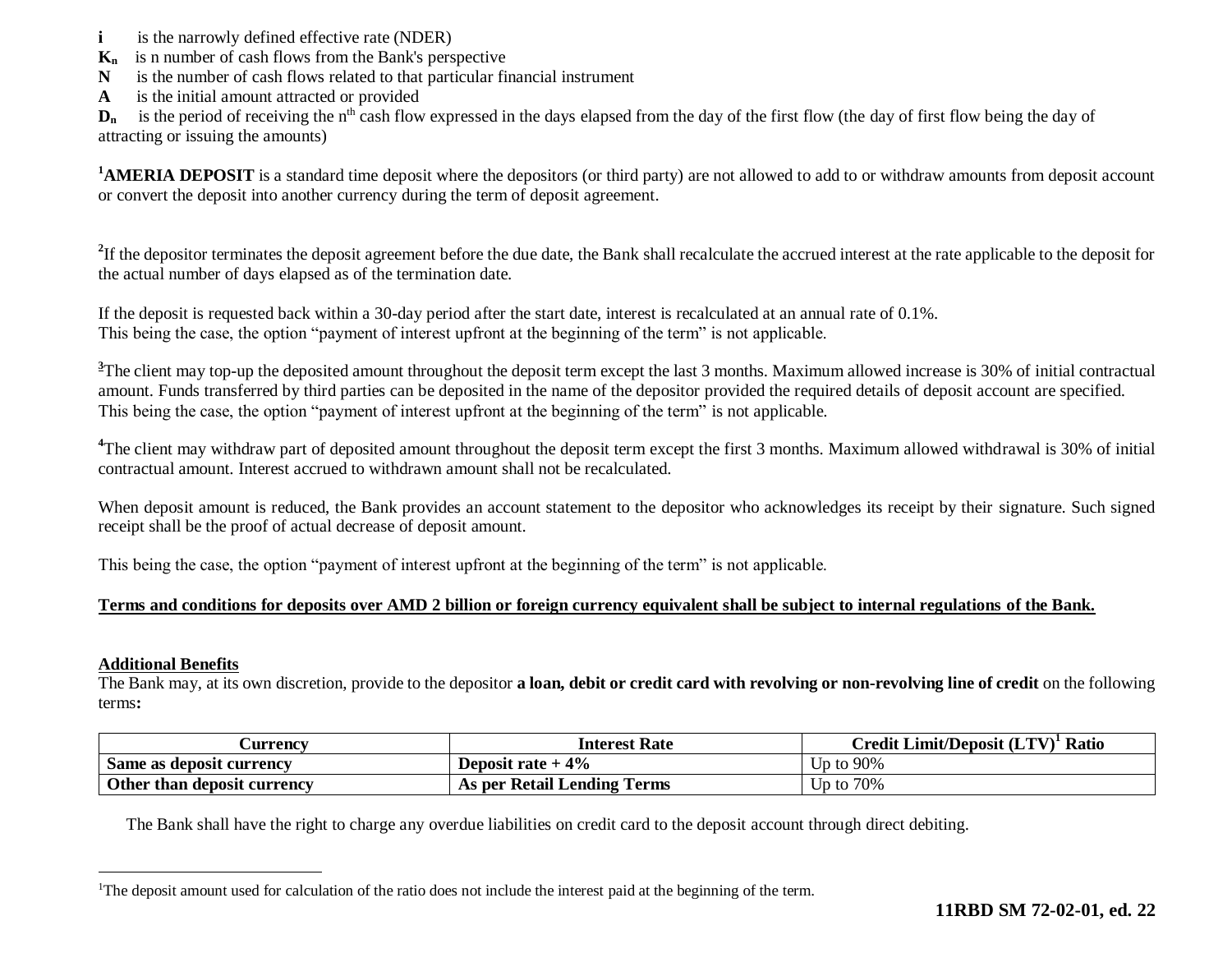**i** is the narrowly defined effective rate (NDER)
$K_n$ is n number of cash flows from the Bank's perspective
**N** is the number of cash flows related to that particular financial instrument
**A** is the initial amount attracted or provided
$D_n$ is the period of receiving the $n^{th}$ cash flow expressed in the days elapsed from the day of the first flow (the day of first flow being the day of attracting or issuing the amounts)

[1]**AMERIA DEPOSIT** is a standard time deposit where the depositors (or third party) are not allowed to add to or withdraw amounts from deposit account or convert the deposit into another currency during the term of deposit agreement.

[2]If the depositor terminates the deposit agreement before the due date, the Bank shall recalculate the accrued interest at the rate applicable to the deposit for the actual number of days elapsed as of the termination date.

If the deposit is requested back within a 30-day period after the start date, interest is recalculated at an annual rate of 0.1%.
This being the case, the option "payment of interest upfront at the beginning of the term" is not applicable.

[3]The client may top-up the deposited amount throughout the deposit term except the last 3 months. Maximum allowed increase is 30% of initial contractual amount. Funds transferred by third parties can be deposited in the name of the depositor provided the required details of deposit account are specified.
This being the case, the option "payment of interest upfront at the beginning of the term" is not applicable.

[4]The client may withdraw part of deposited amount throughout the deposit term except the first 3 months. Maximum allowed withdrawal is 30% of initial contractual amount. Interest accrued to withdrawn amount shall not be recalculated.

When deposit amount is reduced, the Bank provides an account statement to the depositor who acknowledges its receipt by their signature. Such signed receipt shall be the proof of actual decrease of deposit amount.

This being the case, the option "payment of interest upfront at the beginning of the term" is not applicable.

**Terms and conditions for deposits over AMD 2 billion or foreign currency equivalent shall be subject to internal regulations of the Bank.**

**Additional Benefits**

The Bank may, at its own discretion, provide to the depositor **a loan, debit or credit card with revolving or non-revolving line of credit** on the following terms**:**

| Currency | Interest Rate | Credit Limit/Deposit (LTV)[1] Ratio |
|---|---|---|
| **Same as deposit currency** | **Deposit rate + 4%** | Up to 90% |
| **Other than deposit currency** | **As per Retail Lending Terms** | Up to 70% |

The Bank shall have the right to charge any overdue liabilities on credit card to the deposit account through direct debiting.

---

[1]The deposit amount used for calculation of the ratio does not include the interest paid at the beginning of the term.

**11RBD SM 72-02-01, ed. 22**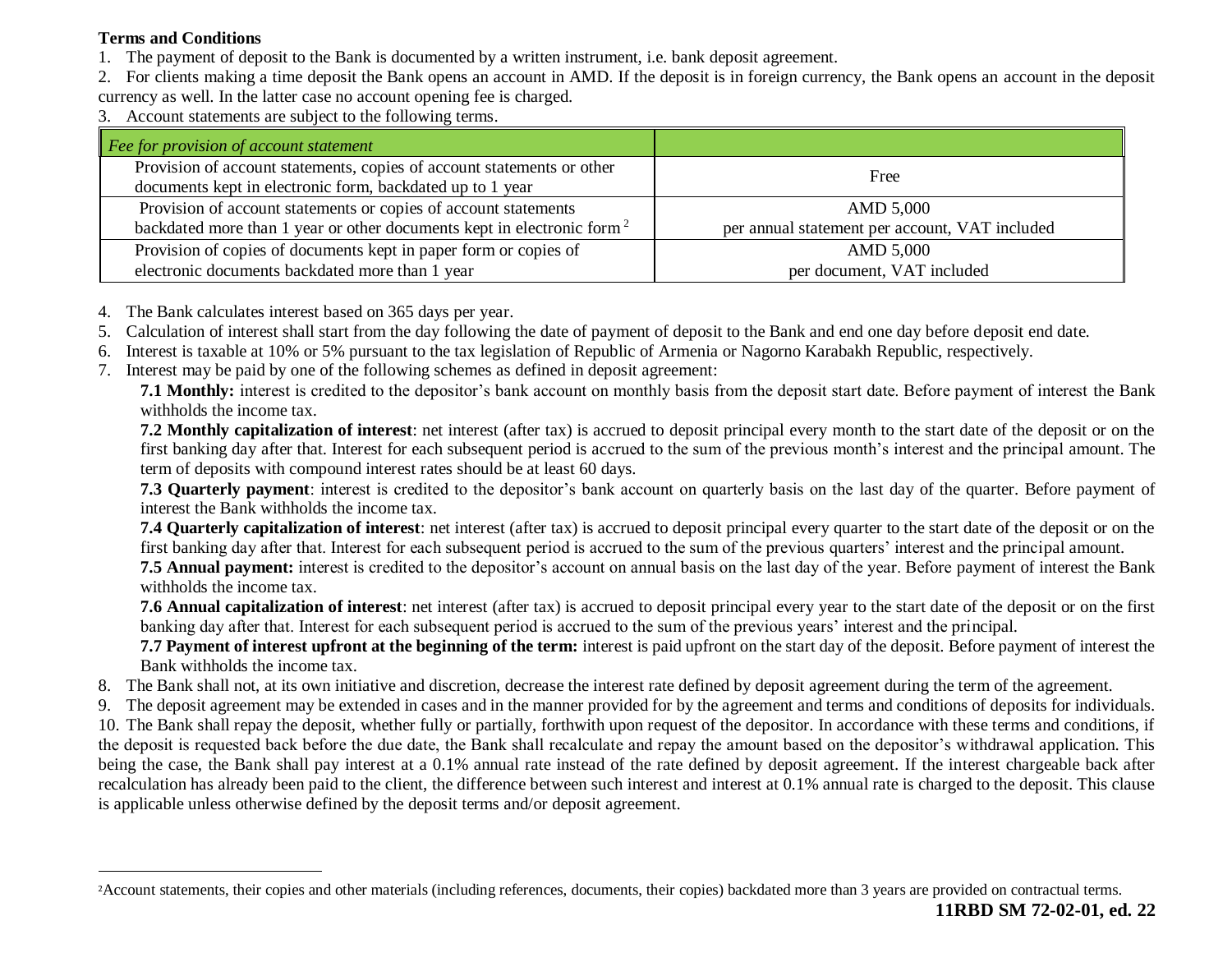**Terms and Conditions**

1. The payment of deposit to the Bank is documented by a written instrument, i.e. bank deposit agreement.
2. For clients making a time deposit the Bank opens an account in AMD. If the deposit is in foreign currency, the Bank opens an account in the deposit currency as well. In the latter case no account opening fee is charged.
3. Account statements are subject to the following terms.

| *Fee for provision of account statement* | |
|---|---|
| Provision of account statements, copies of account statements or other documents kept in electronic form, backdated up to 1 year | Free |
| Provision of account statements or copies of account statements backdated more than 1 year or other documents kept in electronic form [2] | AMD 5,000 per annual statement per account, VAT included |
| Provision of copies of documents kept in paper form or copies of electronic documents backdated more than 1 year | AMD 5,000 per document, VAT included |

4. The Bank calculates interest based on 365 days per year.
5. Calculation of interest shall start from the day following the date of payment of deposit to the Bank and end one day before deposit end date.
6. Interest is taxable at 10% or 5% pursuant to the tax legislation of Republic of Armenia or Nagorno Karabakh Republic, respectively.
7. Interest may be paid by one of the following schemes as defined in deposit agreement:

   **7.1 Monthly:** interest is credited to the depositor's bank account on monthly basis from the deposit start date. Before payment of interest the Bank withholds the income tax.

   **7.2 Monthly capitalization of interest**: net interest (after tax) is accrued to deposit principal every month to the start date of the deposit or on the first banking day after that. Interest for each subsequent period is accrued to the sum of the previous month's interest and the principal amount. The term of deposits with compound interest rates should be at least 60 days.

   **7.3 Quarterly payment**: interest is credited to the depositor's bank account on quarterly basis on the last day of the quarter. Before payment of interest the Bank withholds the income tax.

   **7.4 Quarterly capitalization of interest**: net interest (after tax) is accrued to deposit principal every quarter to the start date of the deposit or on the first banking day after that. Interest for each subsequent period is accrued to the sum of the previous quarters' interest and the principal amount.

   **7.5 Annual payment:** interest is credited to the depositor's account on annual basis on the last day of the year. Before payment of interest the Bank withholds the income tax.

   **7.6 Annual capitalization of interest**: net interest (after tax) is accrued to deposit principal every year to the start date of the deposit or on the first banking day after that. Interest for each subsequent period is accrued to the sum of the previous years' interest and the principal.

   **7.7 Payment of interest upfront at the beginning of the term:** interest is paid upfront on the start day of the deposit. Before payment of interest the Bank withholds the income tax.

8. The Bank shall not, at its own initiative and discretion, decrease the interest rate defined by deposit agreement during the term of the agreement.
9. The deposit agreement may be extended in cases and in the manner provided for by the agreement and terms and conditions of deposits for individuals.
10. The Bank shall repay the deposit, whether fully or partially, forthwith upon request of the depositor. In accordance with these terms and conditions, if the deposit is requested back before the due date, the Bank shall recalculate and repay the amount based on the depositor's withdrawal application. This being the case, the Bank shall pay interest at a 0.1% annual rate instead of the rate defined by deposit agreement. If the interest chargeable back after recalculation has already been paid to the client, the difference between such interest and interest at 0.1% annual rate is charged to the deposit. This clause is applicable unless otherwise defined by the deposit terms and/or deposit agreement.

[2] Account statements, their copies and other materials (including references, documents, their copies) backdated more than 3 years are provided on contractual terms.

**11RBD SM 72-02-01, ed. 22**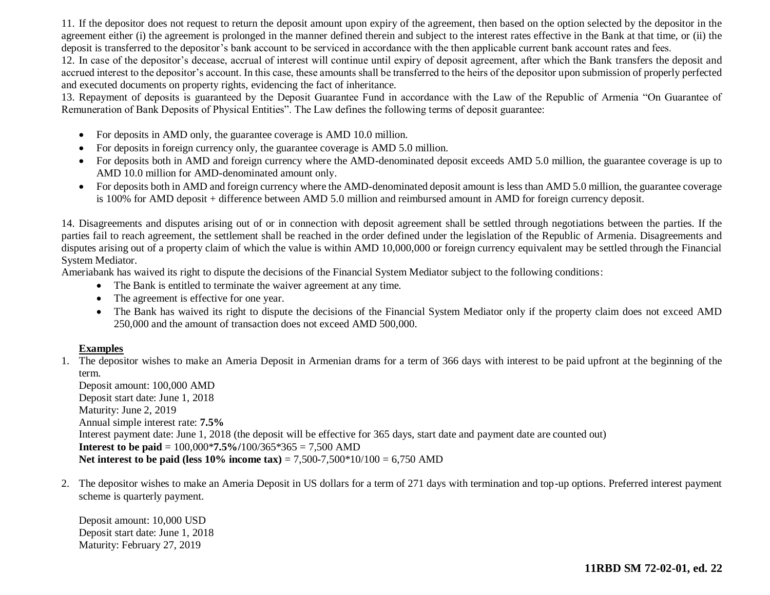11. If the depositor does not request to return the deposit amount upon expiry of the agreement, then based on the option selected by the depositor in the agreement either (i) the agreement is prolonged in the manner defined therein and subject to the interest rates effective in the Bank at that time, or (ii) the deposit is transferred to the depositor's bank account to be serviced in accordance with the then applicable current bank account rates and fees.

12. In case of the depositor's decease, accrual of interest will continue until expiry of deposit agreement, after which the Bank transfers the deposit and accrued interest to the depositor's account. In this case, these amounts shall be transferred to the heirs of the depositor upon submission of properly perfected and executed documents on property rights, evidencing the fact of inheritance.

13. Repayment of deposits is guaranteed by the Deposit Guarantee Fund in accordance with the Law of the Republic of Armenia "On Guarantee of Remuneration of Bank Deposits of Physical Entities". The Law defines the following terms of deposit guarantee:

- For deposits in AMD only, the guarantee coverage is AMD 10.0 million.
- For deposits in foreign currency only, the guarantee coverage is AMD 5.0 million.
- For deposits both in AMD and foreign currency where the AMD-denominated deposit exceeds AMD 5.0 million, the guarantee coverage is up to AMD 10.0 million for AMD-denominated amount only.
- For deposits both in AMD and foreign currency where the AMD-denominated deposit amount is less than AMD 5.0 million, the guarantee coverage is 100% for AMD deposit + difference between AMD 5.0 million and reimbursed amount in AMD for foreign currency deposit.

14. Disagreements and disputes arising out of or in connection with deposit agreement shall be settled through negotiations between the parties. If the parties fail to reach agreement, the settlement shall be reached in the order defined under the legislation of the Republic of Armenia. Disagreements and disputes arising out of a property claim of which the value is within AMD 10,000,000 or foreign currency equivalent may be settled through the Financial System Mediator.

Ameriabank has waived its right to dispute the decisions of the Financial System Mediator subject to the following conditions:

- The Bank is entitled to terminate the waiver agreement at any time.
- The agreement is effective for one year.
- The Bank has waived its right to dispute the decisions of the Financial System Mediator only if the property claim does not exceed AMD 250,000 and the amount of transaction does not exceed AMD 500,000.

**Examples**

1. The depositor wishes to make an Ameria Deposit in Armenian drams for a term of 366 days with interest to be paid upfront at the beginning of the term.

   Deposit amount: 100,000 AMD
   Deposit start date: June 1, 2018
   Maturity: June 2, 2019
   Annual simple interest rate: **7.5%**
   Interest payment date: June 1, 2018 (the deposit will be effective for 365 days, start date and payment date are counted out)
   **Interest to be paid** = 100,000***7.5%/**100/365*365 = 7,500 AMD
   **Net interest to be paid (less 10% income tax)** = 7,500-7,500*10/100 = 6,750 AMD

2. The depositor wishes to make an Ameria Deposit in US dollars for a term of 271 days with termination and top-up options. Preferred interest payment scheme is quarterly payment.

   Deposit amount: 10,000 USD
   Deposit start date: June 1, 2018
   Maturity: February 27, 2019

11RBD SM 72-02-01, ed. 22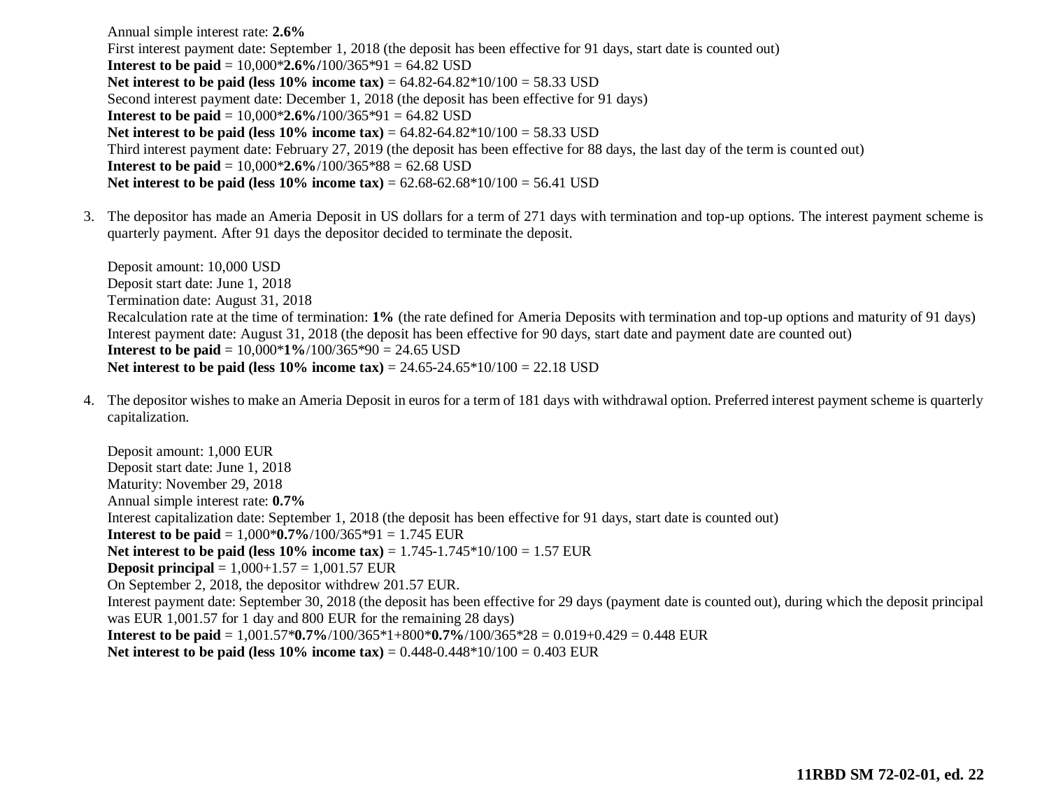Annual simple interest rate: **2.6%**
First interest payment date: September 1, 2018 (the deposit has been effective for 91 days, start date is counted out)
**Interest to be paid** = 10,000***2.6%/**100/365*91 = 64.82 USD
**Net interest to be paid (less 10% income tax)** = 64.82-64.82*10/100 = 58.33 USD
Second interest payment date: December 1, 2018 (the deposit has been effective for 91 days)
**Interest to be paid** = 10,000***2.6%/**100/365*91 = 64.82 USD
**Net interest to be paid (less 10% income tax)** = 64.82-64.82*10/100 = 58.33 USD
Third interest payment date: February 27, 2019 (the deposit has been effective for 88 days, the last day of the term is counted out)
**Interest to be paid** = 10,000***2.6%**/100/365*88 = 62.68 USD
**Net interest to be paid (less 10% income tax)** = 62.68-62.68*10/100 = 56.41 USD

3. The depositor has made an Ameria Deposit in US dollars for a term of 271 days with termination and top-up options. The interest payment scheme is quarterly payment. After 91 days the depositor decided to terminate the deposit.

   Deposit amount: 10,000 USD
   Deposit start date: June 1, 2018
   Termination date: August 31, 2018
   Recalculation rate at the time of termination: **1%** (the rate defined for Ameria Deposits with termination and top-up options and maturity of 91 days)
   Interest payment date: August 31, 2018 (the deposit has been effective for 90 days, start date and payment date are counted out)
   **Interest to be paid** = 10,000***1%**/100/365*90 = 24.65 USD
   **Net interest to be paid (less 10% income tax)** = 24.65-24.65*10/100 = 22.18 USD

4. The depositor wishes to make an Ameria Deposit in euros for a term of 181 days with withdrawal option. Preferred interest payment scheme is quarterly capitalization.

   Deposit amount: 1,000 EUR
   Deposit start date: June 1, 2018
   Maturity: November 29, 2018
   Annual simple interest rate: **0.7%**
   Interest capitalization date: September 1, 2018 (the deposit has been effective for 91 days, start date is counted out)
   **Interest to be paid** = 1,000***0.7%**/100/365*91 = 1.745 EUR
   **Net interest to be paid (less 10% income tax)** = 1.745-1.745*10/100 = 1.57 EUR
   **Deposit principal** = 1,000+1.57 = 1,001.57 EUR
   On September 2, 2018, the depositor withdrew 201.57 EUR.
   Interest payment date: September 30, 2018 (the deposit has been effective for 29 days (payment date is counted out), during which the deposit principal was EUR 1,001.57 for 1 day and 800 EUR for the remaining 28 days)
   **Interest to be paid** = 1,001.57***0.7%**/100/365*1+800***0.7%**/100/365*28 = 0.019+0.429 = 0.448 EUR
   **Net interest to be paid (less 10% income tax)** = 0.448-0.448*10/100 = 0.403 EUR